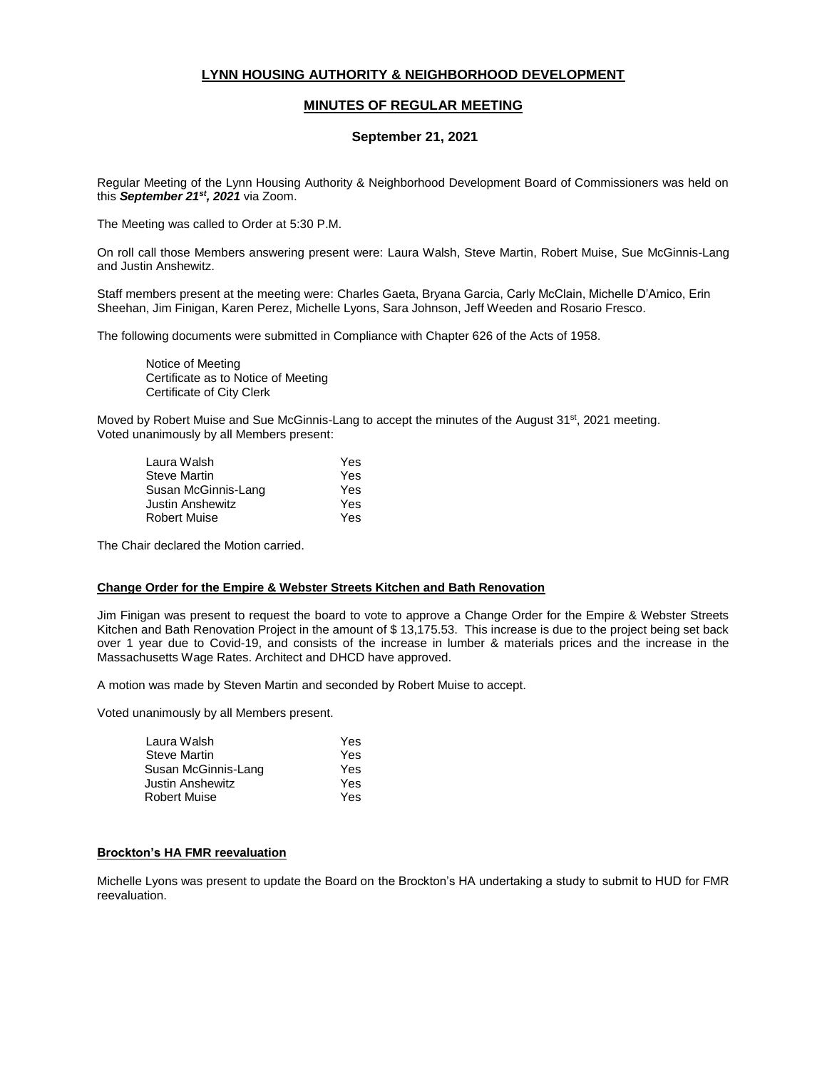## LYNN HOUSING AUTHORITY & NEIGHBORHOOD DEVELOPMENT

## MINUTES OF REGULAR MEETING

### September 21, 2021

Regular Meeting of the Lynn Housing Authority & Neighborhood Development Board of Commissioners was held on this ***September 21st, 2021*** via Zoom.

The Meeting was called to Order at 5:30 P.M.

On roll call those Members answering present were: Laura Walsh, Steve Martin, Robert Muise, Sue McGinnis-Lang and Justin Anshewitz.

Staff members present at the meeting were: Charles Gaeta, Bryana Garcia, Carly McClain, Michelle D'Amico, Erin Sheehan, Jim Finigan, Karen Perez, Michelle Lyons, Sara Johnson, Jeff Weeden and Rosario Fresco.

The following documents were submitted in Compliance with Chapter 626 of the Acts of 1958.

Notice of Meeting
Certificate as to Notice of Meeting
Certificate of City Clerk

Moved by Robert Muise and Sue McGinnis-Lang to accept the minutes of the August 31st, 2021 meeting.
Voted unanimously by all Members present:

| | |
|---|---|
| Laura Walsh | Yes |
| Steve Martin | Yes |
| Susan McGinnis-Lang | Yes |
| Justin Anshewitz | Yes |
| Robert Muise | Yes |

The Chair declared the Motion carried.

**Change Order for the Empire & Webster Streets Kitchen and Bath Renovation**

Jim Finigan was present to request the board to vote to approve a Change Order for the Empire & Webster Streets Kitchen and Bath Renovation Project in the amount of $ 13,175.53. This increase is due to the project being set back over 1 year due to Covid-19, and consists of the increase in lumber & materials prices and the increase in the Massachusetts Wage Rates. Architect and DHCD have approved.

A motion was made by Steven Martin and seconded by Robert Muise to accept.

Voted unanimously by all Members present.

| | |
|---|---|
| Laura Walsh | Yes |
| Steve Martin | Yes |
| Susan McGinnis-Lang | Yes |
| Justin Anshewitz | Yes |
| Robert Muise | Yes |

**Brockton's HA FMR reevaluation**

Michelle Lyons was present to update the Board on the Brockton's HA undertaking a study to submit to HUD for FMR reevaluation.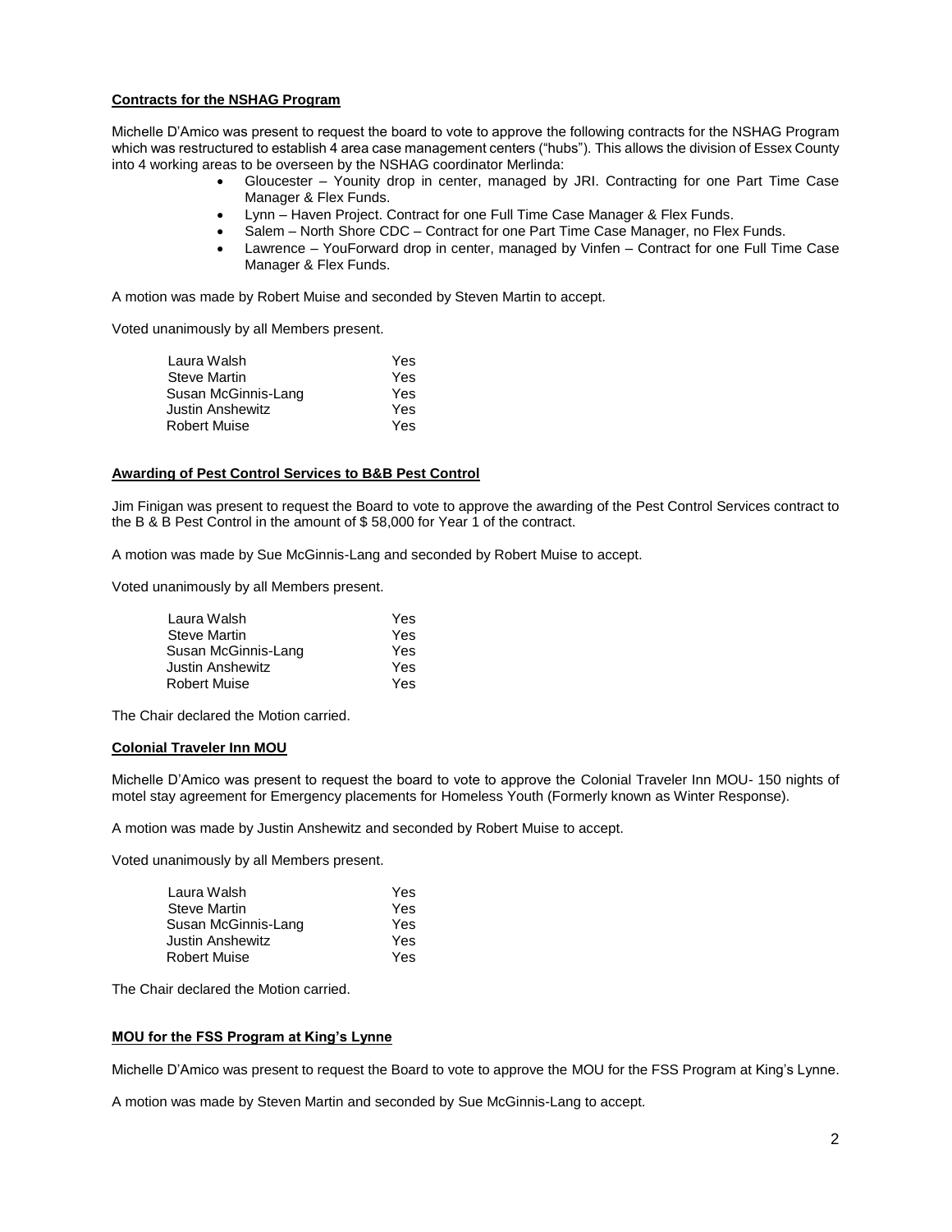**Contracts for the NSHAG Program**

Michelle D'Amico was present to request the board to vote to approve the following contracts for the NSHAG Program which was restructured to establish 4 area case management centers ("hubs"). This allows the division of Essex County into 4 working areas to be overseen by the NSHAG coordinator Merlinda:

- Gloucester – Younity drop in center, managed by JRI. Contracting for one Part Time Case Manager & Flex Funds.
- Lynn – Haven Project. Contract for one Full Time Case Manager & Flex Funds.
- Salem – North Shore CDC – Contract for one Part Time Case Manager, no Flex Funds.
- Lawrence – YouForward drop in center, managed by Vinfen – Contract for one Full Time Case Manager & Flex Funds.

A motion was made by Robert Muise and seconded by Steven Martin to accept.

Voted unanimously by all Members present.

| | |
|---|---|
| Laura Walsh | Yes |
| Steve Martin | Yes |
| Susan McGinnis-Lang | Yes |
| Justin Anshewitz | Yes |
| Robert Muise | Yes |

**Awarding of Pest Control Services to B&B Pest Control**

Jim Finigan was present to request the Board to vote to approve the awarding of the Pest Control Services contract to the B & B Pest Control in the amount of $ 58,000 for Year 1 of the contract.

A motion was made by Sue McGinnis-Lang and seconded by Robert Muise to accept.

Voted unanimously by all Members present.

| | |
|---|---|
| Laura Walsh | Yes |
| Steve Martin | Yes |
| Susan McGinnis-Lang | Yes |
| Justin Anshewitz | Yes |
| Robert Muise | Yes |

The Chair declared the Motion carried.

**Colonial Traveler Inn MOU**

Michelle D'Amico was present to request the board to vote to approve the Colonial Traveler Inn MOU- 150 nights of motel stay agreement for Emergency placements for Homeless Youth (Formerly known as Winter Response).

A motion was made by Justin Anshewitz and seconded by Robert Muise to accept.

Voted unanimously by all Members present.

| | |
|---|---|
| Laura Walsh | Yes |
| Steve Martin | Yes |
| Susan McGinnis-Lang | Yes |
| Justin Anshewitz | Yes |
| Robert Muise | Yes |

The Chair declared the Motion carried.

**MOU for the FSS Program at King's Lynne**

Michelle D'Amico was present to request the Board to vote to approve the MOU for the FSS Program at King's Lynne.

A motion was made by Steven Martin and seconded by Sue McGinnis-Lang to accept.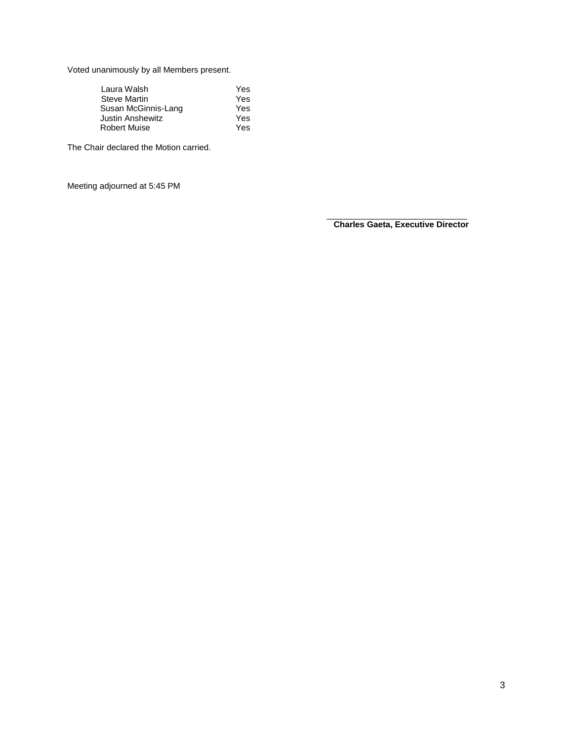Voted unanimously by all Members present.

| | |
|---|---|
| Laura Walsh | Yes |
| Steve Martin | Yes |
| Susan McGinnis-Lang | Yes |
| Justin Anshewitz | Yes |
| Robert Muise | Yes |

The Chair declared the Motion carried.

Meeting adjourned at 5:45 PM

\_\_\_\_\_\_\_\_\_\_\_\_\_\_\_\_\_\_\_\_\_\_\_\_\_\_\_\_\_\_

**Charles Gaeta, Executive Director**